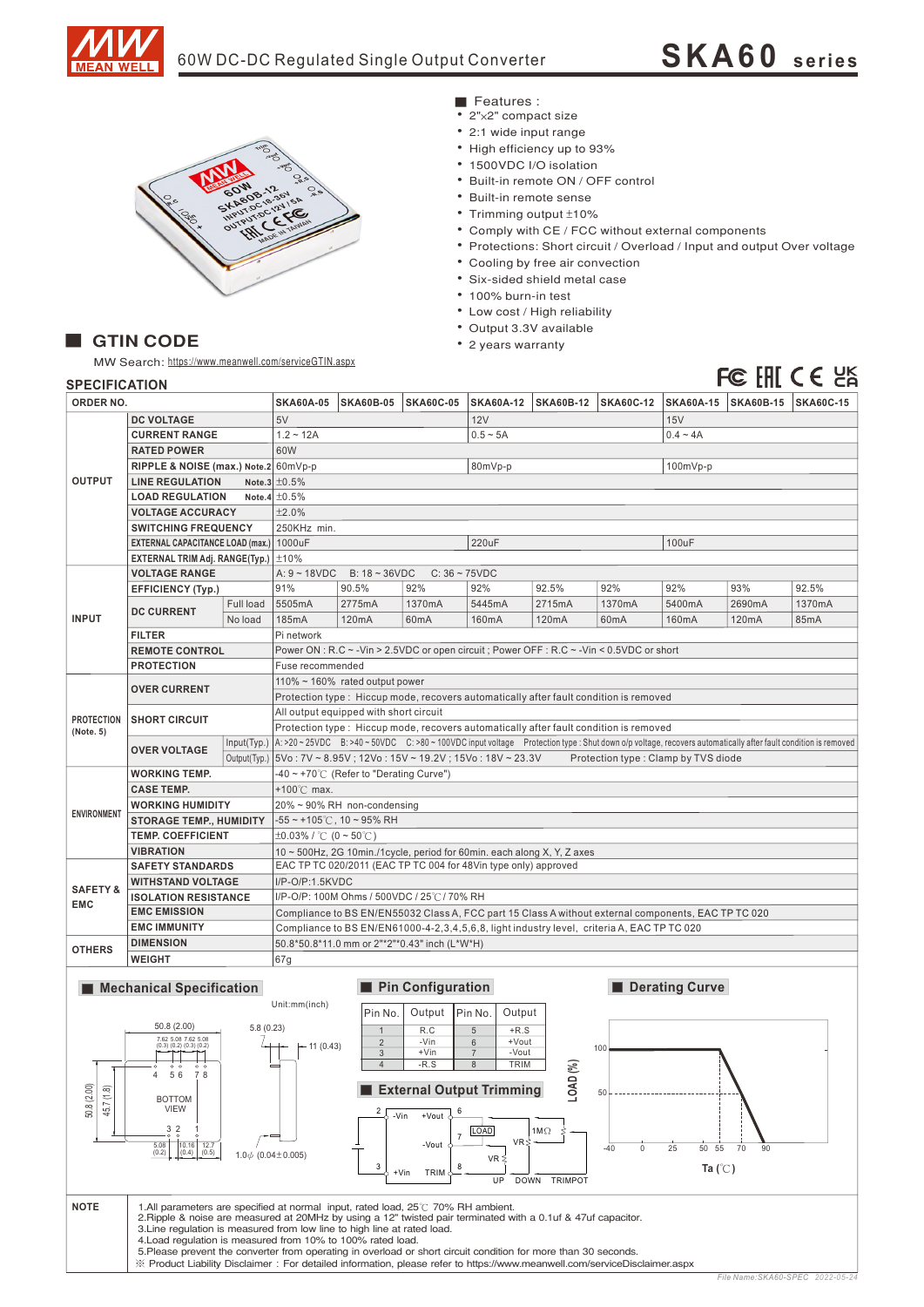# 60W DC-DC Regulated Single Output Converter

## SKA60 series

### Features :

- 2"x2" compact size
- 2:1 wide input range
- High efficiency up to 93%
- 1500VDC I/O isolation
- Built-in remote ON / OFF control
- Built-in remote sense
- Trimming output ±10%
- Comply with CE / FCC without external components
- Protections: Short circuit / Overload / Input and output Over voltage
- Cooling by free air convection
- Six-sided shield metal case
- 100% burn-in test
- Low cost / High reliability
- Output 3.3V available
- 2 years warranty

## GTIN CODE

MW Search: https://www.meanwell.com/serviceGTIN.aspx

## SPECIFICATION

| ORDER NO. | | | SKA60A-05 | SKA60B-05 | SKA60C-05 | SKA60A-12 | SKA60B-12 | SKA60C-12 | SKA60A-15 | SKA60B-15 | SKA60C-15 |
|---|---|---|---|---|---|---|---|---|---|---|---|
| OUTPUT | DC VOLTAGE | | 5V | | | 12V | | | 15V | | |
| | CURRENT RANGE | | 1.2 ~ 12A | | | 0.5 ~ 5A | | | 0.4 ~ 4A | | |
| | RATED POWER | | 60W | | | | | | | | |
| | RIPPLE & NOISE (max.) Note.2 | | 60mVp-p | | | 80mVp-p | | | 100mVp-p | | |
| | LINE REGULATION Note.3 | | ±0.5% | | | | | | | | |
| | LOAD REGULATION Note.4 | | ±0.5% | | | | | | | | |
| | VOLTAGE ACCURACY | | ±2.0% | | | | | | | | |
| | SWITCHING FREQUENCY | | 250KHz min. | | | | | | | | |
| | EXTERNAL CAPACITANCE LOAD (max.) | | 1000uF | | | 220uF | | | 100uF | | |
| | EXTERNAL TRIM Adj. RANGE(Typ.) | | ±10% | | | | | | | | |
| INPUT | VOLTAGE RANGE | | A: 9 ~ 18VDC B: 18 ~ 36VDC C: 36 ~ 75VDC | | | | | | | | |
| | EFFICIENCY (Typ.) | | 91% | 90.5% | 92% | 92% | 92.5% | 92% | 92% | 93% | 92.5% |
| | DC CURRENT | Full load | 5505mA | 2775mA | 1370mA | 5445mA | 2715mA | 1370mA | 5400mA | 2690mA | 1370mA |
| | | No load | 185mA | 120mA | 60mA | 160mA | 120mA | 60mA | 160mA | 120mA | 85mA |
| | FILTER | | Pi network | | | | | | | | |
| | REMOTE CONTROL | | Power ON : R.C ~ -Vin > 2.5VDC or open circuit ; Power OFF : R.C ~ -Vin < 0.5VDC or short | | | | | | | | |
| | PROTECTION | | Fuse recommended | | | | | | | | |
| PROTECTION (Note. 5) | OVER CURRENT | | 110% ~ 160% rated output power | | | | | | | | |
| | | | Protection type : Hiccup mode, recovers automatically after fault condition is removed | | | | | | | | |
| | SHORT CIRCUIT | | All output equipped with short circuit | | | | | | | | |
| | | | Protection type : Hiccup mode, recovers automatically after fault condition is removed | | | | | | | | |
| | OVER VOLTAGE | Input(Typ.) | A: >20 ~ 25VDC B: >40 ~ 50VDC C: >80 ~ 100VDC input voltage Protection type : Shut down o/p voltage, recovers automatically after fault condition is removed | | | | | | | | |
| | | Output(Typ.) | 5Vo : 7V ~ 8.95V ; 12Vo : 15V ~ 19.2V ; 15Vo : 18V ~ 23.3V Protection type : Clamp by TVS diode | | | | | | | | |
| ENVIRONMENT | WORKING TEMP. | | -40 ~ +70℃ (Refer to "Derating Curve") | | | | | | | | |
| | CASE TEMP. | | +100℃ max. | | | | | | | | |
| | WORKING HUMIDITY | | 20% ~ 90% RH non-condensing | | | | | | | | |
| | STORAGE TEMP., HUMIDITY | | -55 ~ +105℃, 10 ~ 95% RH | | | | | | | | |
| | TEMP. COEFFICIENT | | ±0.03% / ℃ (0 ~ 50℃) | | | | | | | | |
| | VIBRATION | | 10 ~ 500Hz, 2G 10min./1cycle, period for 60min. each along X, Y, Z axes | | | | | | | | |
| SAFETY & EMC | SAFETY STANDARDS | | EAC TP TC 020/2011 (EAC TP TC 004 for 48Vin type only) approved | | | | | | | | |
| | WITHSTAND VOLTAGE | | I/P-O/P:1.5KVDC | | | | | | | | |
| | ISOLATION RESISTANCE | | I/P-O/P: 100M Ohms / 500VDC / 25℃ / 70% RH | | | | | | | | |
| | EMC EMISSION | | Compliance to BS EN/EN55032 Class A, FCC part 15 Class A without external components, EAC TP TC 020 | | | | | | | | |
| | EMC IMMUNITY | | Compliance to BS EN/EN61000-4-2,3,4,5,6,8, light industry level, criteria A, EAC TP TC 020 | | | | | | | | |
| OTHERS | DIMENSION | | 50.8*50.8*11.0 mm or 2"*2"*0.43" inch (L*W*H) | | | | | | | | |
| | WEIGHT | | 67g | | | | | | | | |

### Mechanical Specification

Unit:mm(inch)

### Pin Configuration

| Pin No. | Output | Pin No. | Output |
|---|---|---|---|
| 1 | R.C | 5 | +R.S |
| 2 | -Vin | 6 | +Vout |
| 3 | +Vin | 7 | -Vout |
| 4 | -R.S | 8 | TRIM |

### External Output Trimming

### Derating Curve

### NOTE

1. All parameters are specified at normal input, rated load, 25℃ 70% RH ambient.
2. Ripple & noise are measured at 20MHz by using a 12" twisted pair terminated with a 0.1uf & 47uf capacitor.
3. Line regulation is measured from low line to high line at rated load.
4. Load regulation is measured from 10% to 100% rated load.
5. Please prevent the converter from operating in overload or short circuit condition for more than 30 seconds.

※ Product Liability Disclaimer : For detailed information, please refer to https://www.meanwell.com/serviceDisclaimer.aspx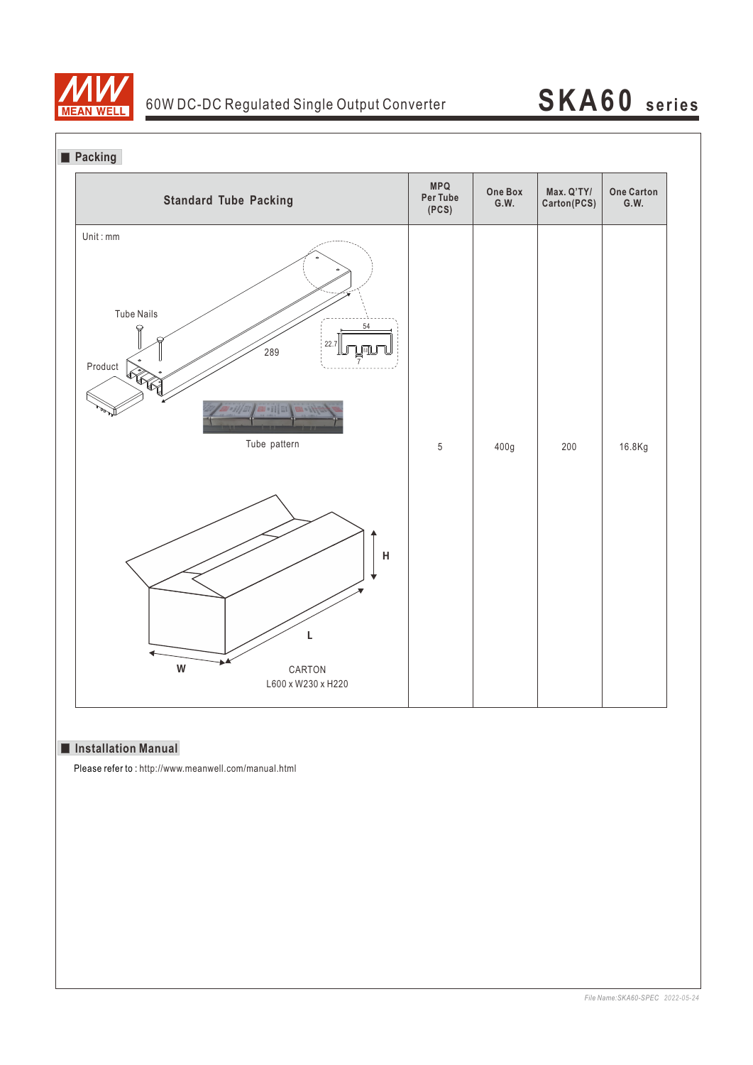## Packing

| Standard Tube Packing | MPQ Per Tube (PCS) | One Box G.W. | Max. Q'TY/ Carton(PCS) | One Carton G.W. |
|---|---|---|---|---|
| Unit : mm<br>Tube Nails<br>Product<br>289<br>54<br>22.7<br>7<br>Tube pattern<br>H<br>L<br>W<br>CARTON<br>L600 x W230 x H220 | 5 | 400g | 200 | 16.8Kg |

## Installation Manual

Please refer to : http://www.meanwell.com/manual.html